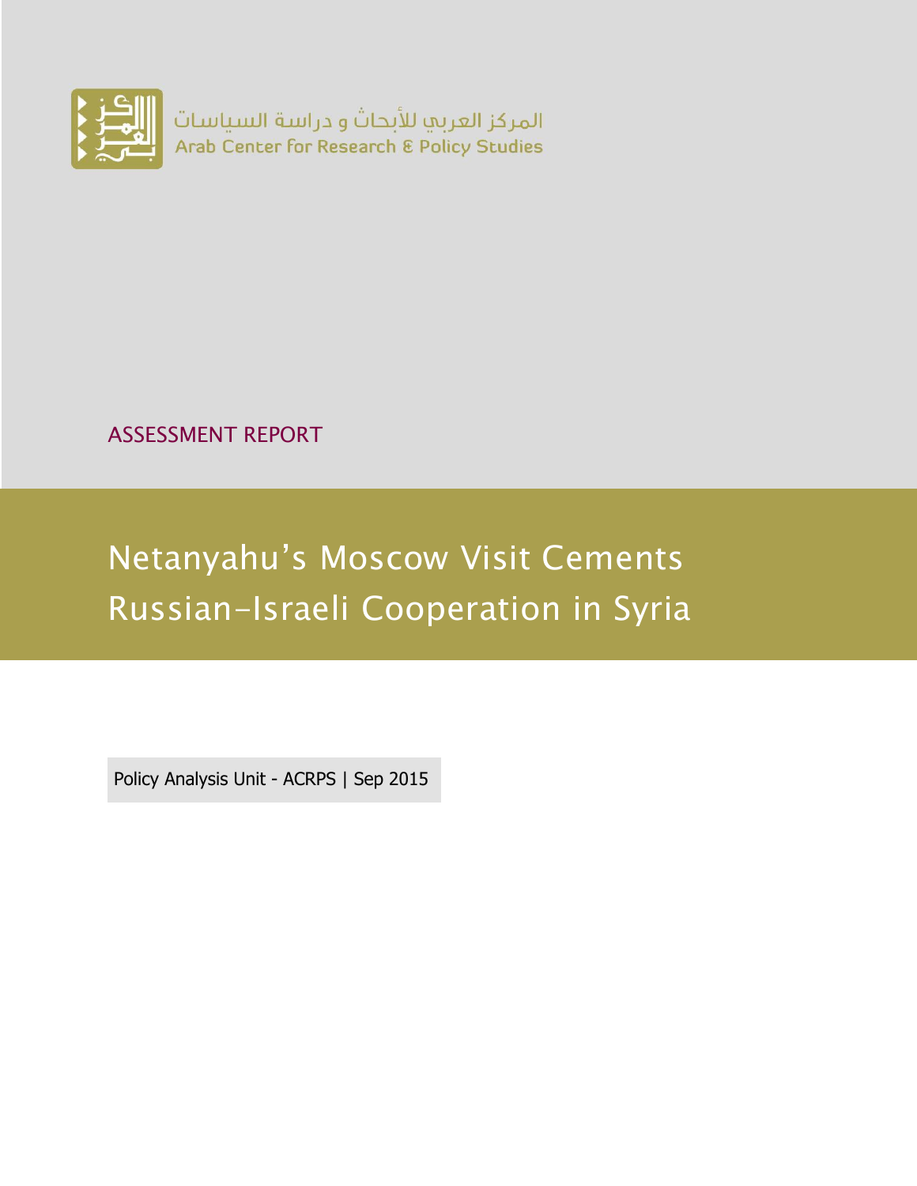المركز العربي للأبحاث و دراسة السياسات
Arab Center for Research & Policy Studies

ASSESSMENT REPORT

# Netanyahu's Moscow Visit Cements Russian-Israeli Cooperation in Syria

Policy Analysis Unit - ACRPS | Sep 2015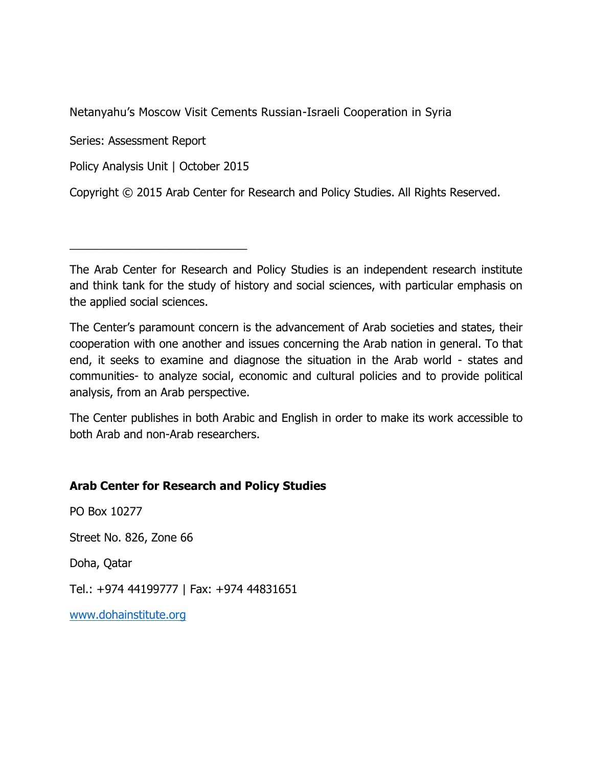Netanyahu's Moscow Visit Cements Russian-Israeli Cooperation in Syria

Series: Assessment Report

Policy Analysis Unit | October 2015

Copyright © 2015 Arab Center for Research and Policy Studies. All Rights Reserved.

---

The Arab Center for Research and Policy Studies is an independent research institute and think tank for the study of history and social sciences, with particular emphasis on the applied social sciences.

The Center's paramount concern is the advancement of Arab societies and states, their cooperation with one another and issues concerning the Arab nation in general. To that end, it seeks to examine and diagnose the situation in the Arab world - states and communities- to analyze social, economic and cultural policies and to provide political analysis, from an Arab perspective.

The Center publishes in both Arabic and English in order to make its work accessible to both Arab and non-Arab researchers.

**Arab Center for Research and Policy Studies**

PO Box 10277

Street No. 826, Zone 66

Doha, Qatar

Tel.: +974 44199777 | Fax: +974 44831651

www.dohainstitute.org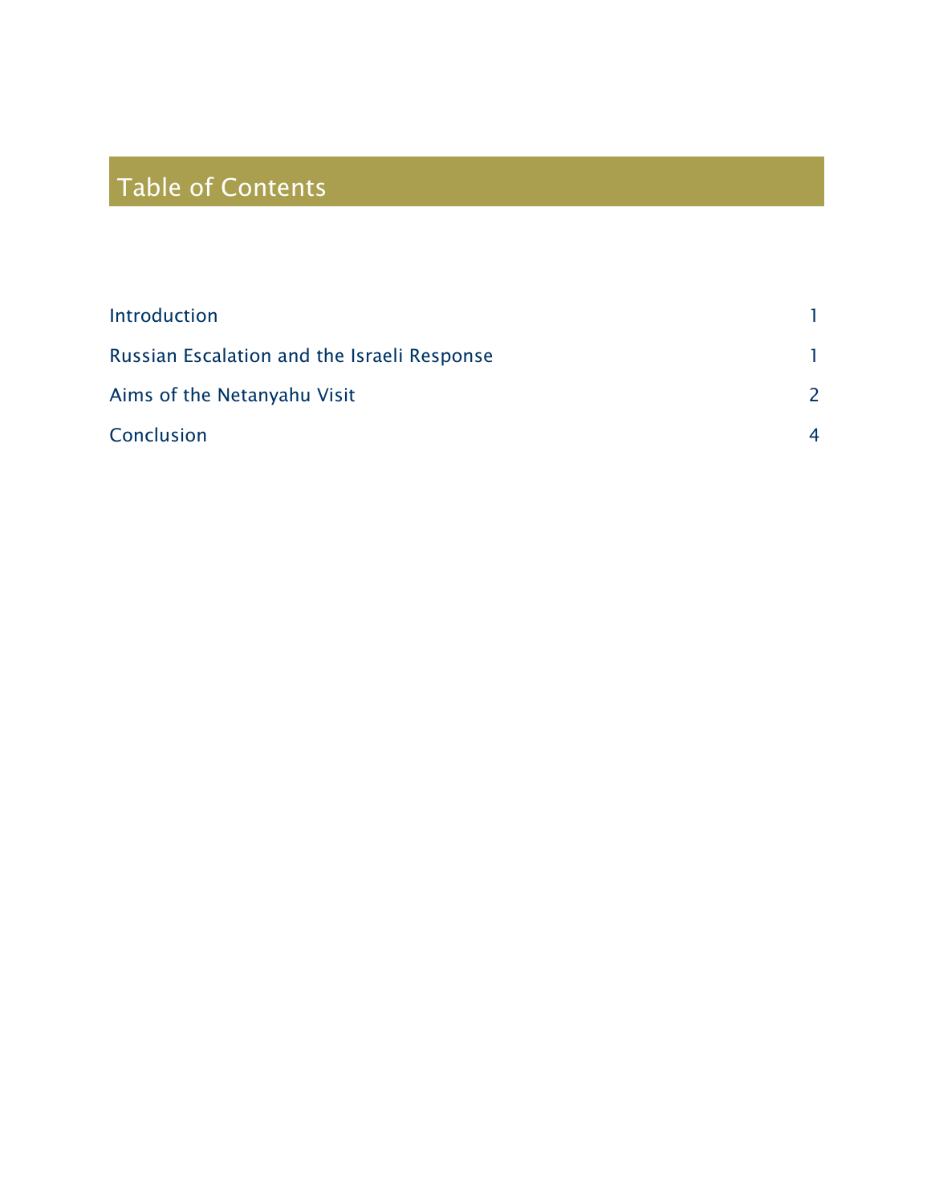# Table of Contents

| | |
|---|---|
| Introduction | 1 |
| Russian Escalation and the Israeli Response | 1 |
| Aims of the Netanyahu Visit | 2 |
| Conclusion | 4 |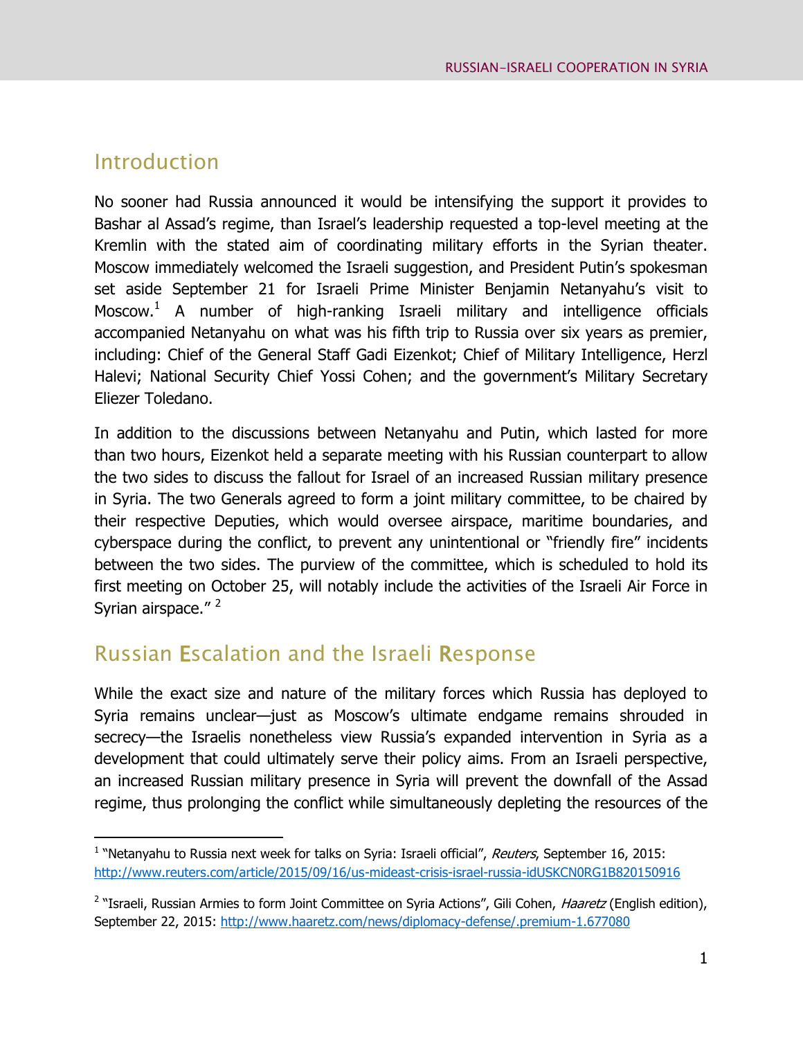## Introduction

No sooner had Russia announced it would be intensifying the support it provides to Bashar al Assad's regime, than Israel's leadership requested a top-level meeting at the Kremlin with the stated aim of coordinating military efforts in the Syrian theater. Moscow immediately welcomed the Israeli suggestion, and President Putin's spokesman set aside September 21 for Israeli Prime Minister Benjamin Netanyahu's visit to Moscow.[1] A number of high-ranking Israeli military and intelligence officials accompanied Netanyahu on what was his fifth trip to Russia over six years as premier, including: Chief of the General Staff Gadi Eizenkot; Chief of Military Intelligence, Herzl Halevi; National Security Chief Yossi Cohen; and the government's Military Secretary Eliezer Toledano.

In addition to the discussions between Netanyahu and Putin, which lasted for more than two hours, Eizenkot held a separate meeting with his Russian counterpart to allow the two sides to discuss the fallout for Israel of an increased Russian military presence in Syria. The two Generals agreed to form a joint military committee, to be chaired by their respective Deputies, which would oversee airspace, maritime boundaries, and cyberspace during the conflict, to prevent any unintentional or "friendly fire" incidents between the two sides. The purview of the committee, which is scheduled to hold its first meeting on October 25, will notably include the activities of the Israeli Air Force in Syrian airspace." [2]

## Russian Escalation and the Israeli Response

While the exact size and nature of the military forces which Russia has deployed to Syria remains unclear—just as Moscow's ultimate endgame remains shrouded in secrecy—the Israelis nonetheless view Russia's expanded intervention in Syria as a development that could ultimately serve their policy aims. From an Israeli perspective, an increased Russian military presence in Syria will prevent the downfall of the Assad regime, thus prolonging the conflict while simultaneously depleting the resources of the

---

[1] "Netanyahu to Russia next week for talks on Syria: Israeli official", *Reuters*, September 16, 2015: http://www.reuters.com/article/2015/09/16/us-mideast-crisis-israel-russia-idUSKCN0RG1B820150916

[2] "Israeli, Russian Armies to form Joint Committee on Syria Actions", Gili Cohen, *Haaretz* (English edition), September 22, 2015: http://www.haaretz.com/news/diplomacy-defense/.premium-1.677080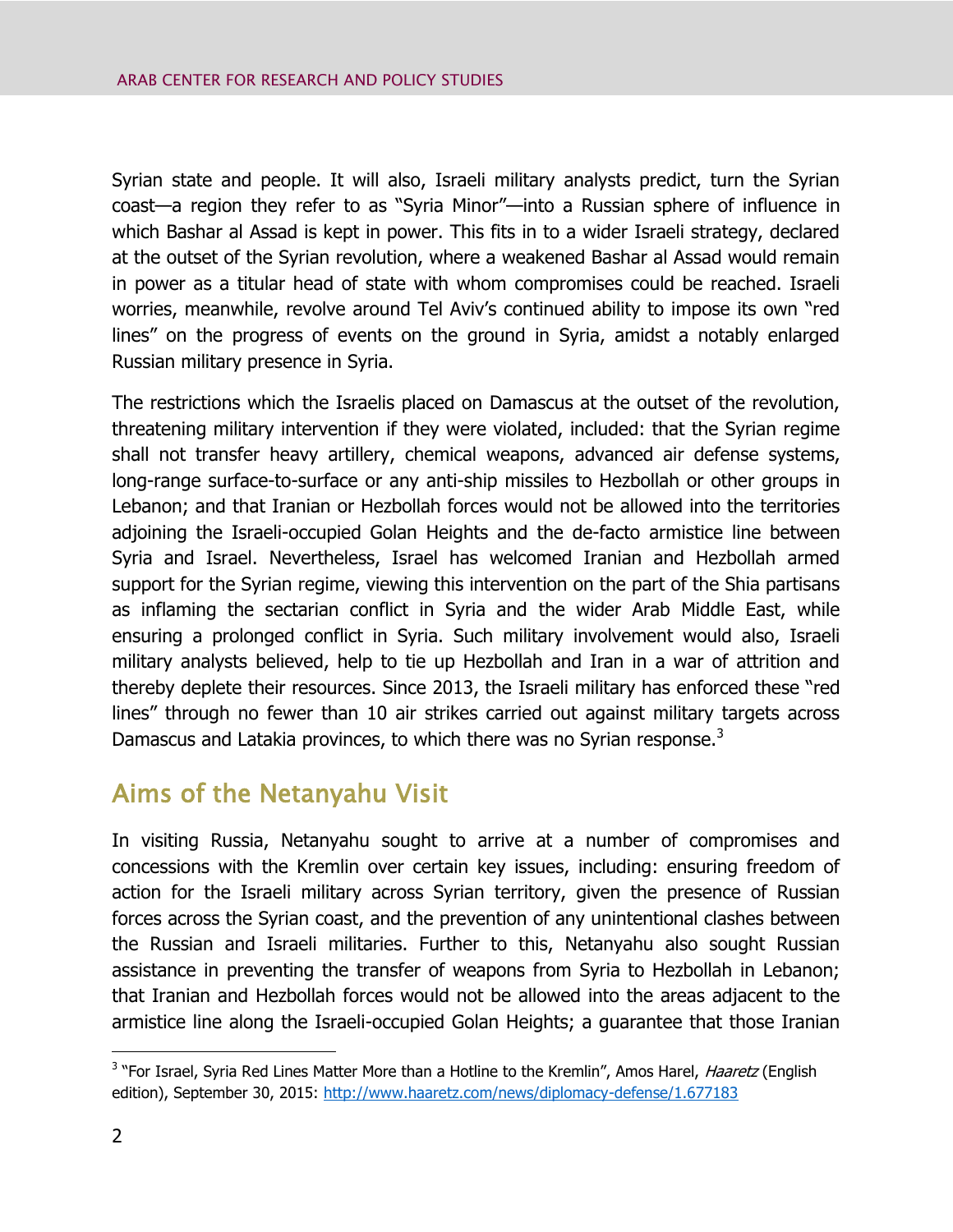Syrian state and people. It will also, Israeli military analysts predict, turn the Syrian coast—a region they refer to as "Syria Minor"—into a Russian sphere of influence in which Bashar al Assad is kept in power. This fits in to a wider Israeli strategy, declared at the outset of the Syrian revolution, where a weakened Bashar al Assad would remain in power as a titular head of state with whom compromises could be reached. Israeli worries, meanwhile, revolve around Tel Aviv's continued ability to impose its own "red lines" on the progress of events on the ground in Syria, amidst a notably enlarged Russian military presence in Syria.

The restrictions which the Israelis placed on Damascus at the outset of the revolution, threatening military intervention if they were violated, included: that the Syrian regime shall not transfer heavy artillery, chemical weapons, advanced air defense systems, long-range surface-to-surface or any anti-ship missiles to Hezbollah or other groups in Lebanon; and that Iranian or Hezbollah forces would not be allowed into the territories adjoining the Israeli-occupied Golan Heights and the de-facto armistice line between Syria and Israel. Nevertheless, Israel has welcomed Iranian and Hezbollah armed support for the Syrian regime, viewing this intervention on the part of the Shia partisans as inflaming the sectarian conflict in Syria and the wider Arab Middle East, while ensuring a prolonged conflict in Syria. Such military involvement would also, Israeli military analysts believed, help to tie up Hezbollah and Iran in a war of attrition and thereby deplete their resources. Since 2013, the Israeli military has enforced these "red lines" through no fewer than 10 air strikes carried out against military targets across Damascus and Latakia provinces, to which there was no Syrian response.[3]

## Aims of the Netanyahu Visit

In visiting Russia, Netanyahu sought to arrive at a number of compromises and concessions with the Kremlin over certain key issues, including: ensuring freedom of action for the Israeli military across Syrian territory, given the presence of Russian forces across the Syrian coast, and the prevention of any unintentional clashes between the Russian and Israeli militaries. Further to this, Netanyahu also sought Russian assistance in preventing the transfer of weapons from Syria to Hezbollah in Lebanon; that Iranian and Hezbollah forces would not be allowed into the areas adjacent to the armistice line along the Israeli-occupied Golan Heights; a guarantee that those Iranian

---

[3] "For Israel, Syria Red Lines Matter More than a Hotline to the Kremlin", Amos Harel, *Haaretz* (English edition), September 30, 2015: http://www.haaretz.com/news/diplomacy-defense/1.677183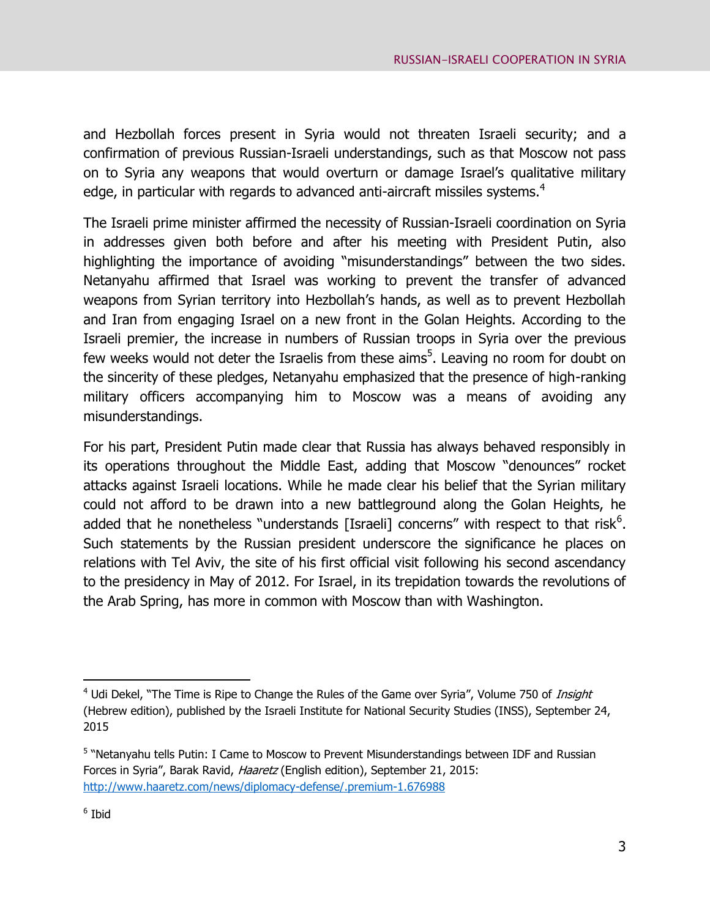and Hezbollah forces present in Syria would not threaten Israeli security; and a confirmation of previous Russian-Israeli understandings, such as that Moscow not pass on to Syria any weapons that would overturn or damage Israel's qualitative military edge, in particular with regards to advanced anti-aircraft missiles systems.[4]

The Israeli prime minister affirmed the necessity of Russian-Israeli coordination on Syria in addresses given both before and after his meeting with President Putin, also highlighting the importance of avoiding "misunderstandings" between the two sides. Netanyahu affirmed that Israel was working to prevent the transfer of advanced weapons from Syrian territory into Hezbollah's hands, as well as to prevent Hezbollah and Iran from engaging Israel on a new front in the Golan Heights. According to the Israeli premier, the increase in numbers of Russian troops in Syria over the previous few weeks would not deter the Israelis from these aims[5]. Leaving no room for doubt on the sincerity of these pledges, Netanyahu emphasized that the presence of high-ranking military officers accompanying him to Moscow was a means of avoiding any misunderstandings.

For his part, President Putin made clear that Russia has always behaved responsibly in its operations throughout the Middle East, adding that Moscow "denounces" rocket attacks against Israeli locations. While he made clear his belief that the Syrian military could not afford to be drawn into a new battleground along the Golan Heights, he added that he nonetheless "understands [Israeli] concerns" with respect to that risk[6]. Such statements by the Russian president underscore the significance he places on relations with Tel Aviv, the site of his first official visit following his second ascendancy to the presidency in May of 2012. For Israel, in its trepidation towards the revolutions of the Arab Spring, has more in common with Moscow than with Washington.

---

[4] Udi Dekel, "The Time is Ripe to Change the Rules of the Game over Syria", Volume 750 of *Insight* (Hebrew edition), published by the Israeli Institute for National Security Studies (INSS), September 24, 2015

[5] "Netanyahu tells Putin: I Came to Moscow to Prevent Misunderstandings between IDF and Russian Forces in Syria", Barak Ravid, *Haaretz* (English edition), September 21, 2015: http://www.haaretz.com/news/diplomacy-defense/.premium-1.676988

[6] Ibid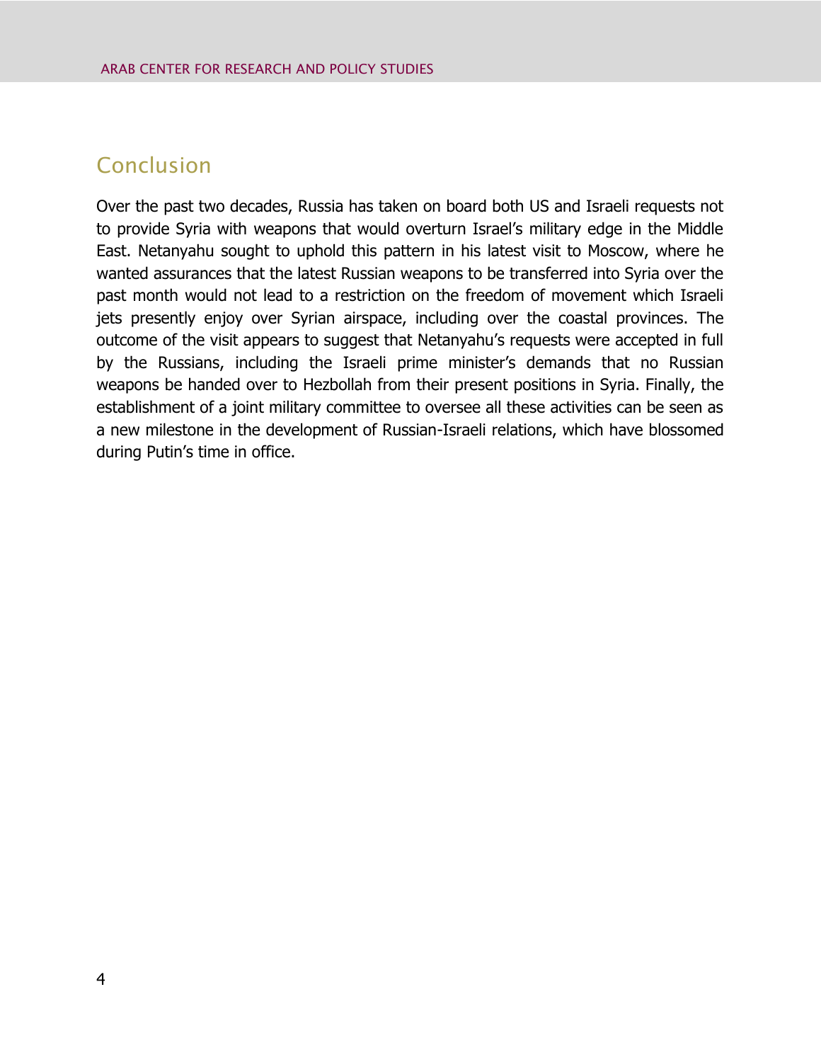## Conclusion

Over the past two decades, Russia has taken on board both US and Israeli requests not to provide Syria with weapons that would overturn Israel's military edge in the Middle East. Netanyahu sought to uphold this pattern in his latest visit to Moscow, where he wanted assurances that the latest Russian weapons to be transferred into Syria over the past month would not lead to a restriction on the freedom of movement which Israeli jets presently enjoy over Syrian airspace, including over the coastal provinces. The outcome of the visit appears to suggest that Netanyahu's requests were accepted in full by the Russians, including the Israeli prime minister's demands that no Russian weapons be handed over to Hezbollah from their present positions in Syria. Finally, the establishment of a joint military committee to oversee all these activities can be seen as a new milestone in the development of Russian-Israeli relations, which have blossomed during Putin's time in office.